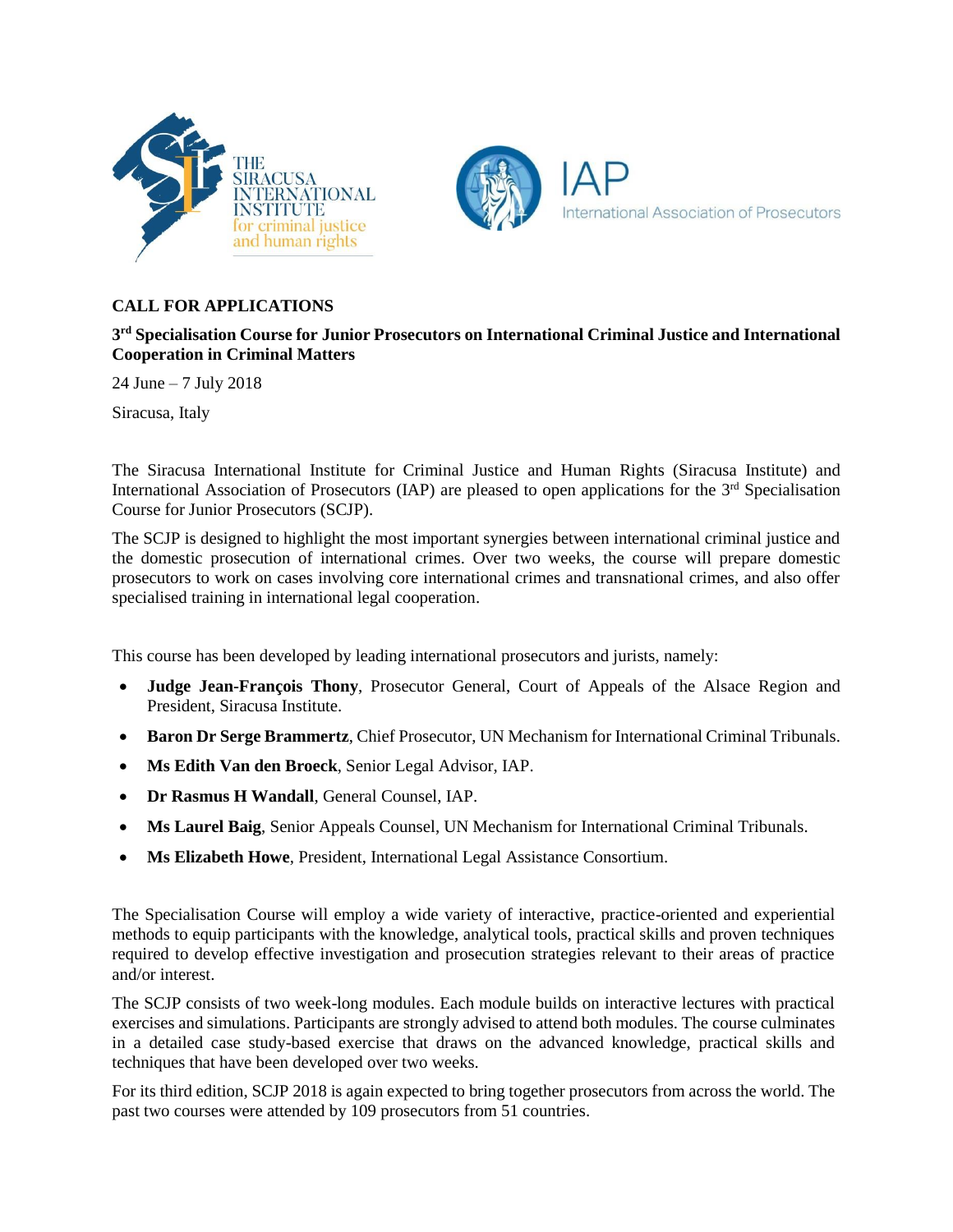**CALL FOR APPLICATIONS**

**3rd Specialisation Course for Junior Prosecutors on International Criminal Justice and International Cooperation in Criminal Matters**

24 June – 7 July 2018

Siracusa, Italy

The Siracusa International Institute for Criminal Justice and Human Rights (Siracusa Institute) and International Association of Prosecutors (IAP) are pleased to open applications for the 3rd Specialisation Course for Junior Prosecutors (SCJP).

The SCJP is designed to highlight the most important synergies between international criminal justice and the domestic prosecution of international crimes. Over two weeks, the course will prepare domestic prosecutors to work on cases involving core international crimes and transnational crimes, and also offer specialised training in international legal cooperation.

This course has been developed by leading international prosecutors and jurists, namely:

- **Judge Jean-François Thony**, Prosecutor General, Court of Appeals of the Alsace Region and President, Siracusa Institute.
- **Baron Dr Serge Brammertz**, Chief Prosecutor, UN Mechanism for International Criminal Tribunals.
- **Ms Edith Van den Broeck**, Senior Legal Advisor, IAP.
- **Dr Rasmus H Wandall**, General Counsel, IAP.
- **Ms Laurel Baig**, Senior Appeals Counsel, UN Mechanism for International Criminal Tribunals.
- **Ms Elizabeth Howe**, President, International Legal Assistance Consortium.

The Specialisation Course will employ a wide variety of interactive, practice-oriented and experiential methods to equip participants with the knowledge, analytical tools, practical skills and proven techniques required to develop effective investigation and prosecution strategies relevant to their areas of practice and/or interest.

The SCJP consists of two week-long modules. Each module builds on interactive lectures with practical exercises and simulations. Participants are strongly advised to attend both modules. The course culminates in a detailed case study-based exercise that draws on the advanced knowledge, practical skills and techniques that have been developed over two weeks.

For its third edition, SCJP 2018 is again expected to bring together prosecutors from across the world. The past two courses were attended by 109 prosecutors from 51 countries.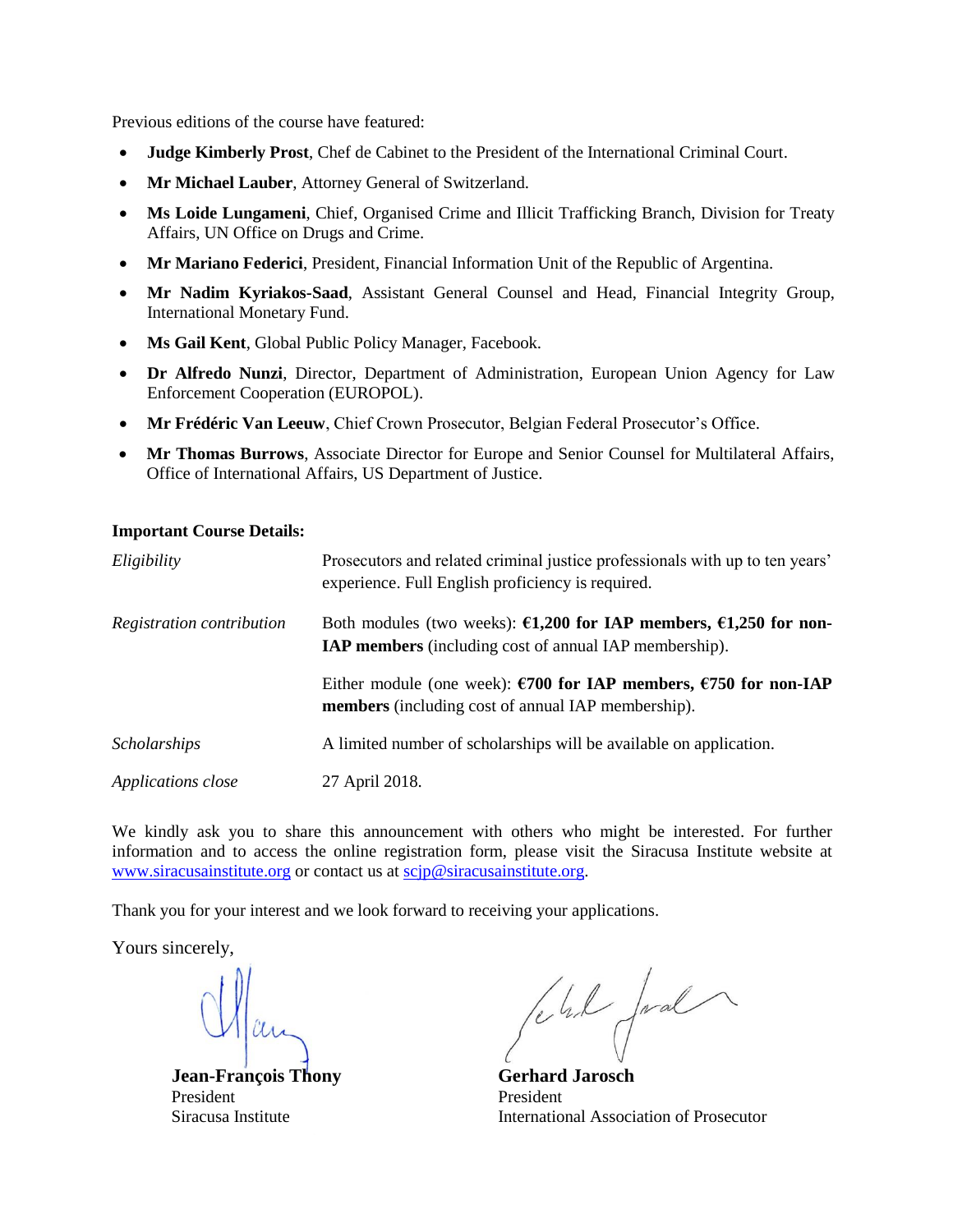Previous editions of the course have featured:

- **Judge Kimberly Prost**, Chef de Cabinet to the President of the International Criminal Court.
- **Mr Michael Lauber**, Attorney General of Switzerland.
- **Ms Loide Lungameni**, Chief, Organised Crime and Illicit Trafficking Branch, Division for Treaty Affairs, UN Office on Drugs and Crime.
- **Mr Mariano Federici**, President, Financial Information Unit of the Republic of Argentina.
- **Mr Nadim Kyriakos-Saad**, Assistant General Counsel and Head, Financial Integrity Group, International Monetary Fund.
- **Ms Gail Kent**, Global Public Policy Manager, Facebook.
- **Dr Alfredo Nunzi**, Director, Department of Administration, European Union Agency for Law Enforcement Cooperation (EUROPOL).
- **Mr Frédéric Van Leeuw**, Chief Crown Prosecutor, Belgian Federal Prosecutor's Office.
- **Mr Thomas Burrows**, Associate Director for Europe and Senior Counsel for Multilateral Affairs, Office of International Affairs, US Department of Justice.

**Important Course Details:**

| | |
|---|---|
| *Eligibility* | Prosecutors and related criminal justice professionals with up to ten years' experience. Full English proficiency is required. |
| *Registration contribution* | Both modules (two weeks): **€1,200 for IAP members, €1,250 for non-IAP members** (including cost of annual IAP membership). |
| | Either module (one week): **€700 for IAP members, €750 for non-IAP members** (including cost of annual IAP membership). |
| *Scholarships* | A limited number of scholarships will be available on application. |
| *Applications close* | 27 April 2018. |

We kindly ask you to share this announcement with others who might be interested. For further information and to access the online registration form, please visit the Siracusa Institute website at www.siracusainstitute.org or contact us at scjp@siracusainstitute.org.

Thank you for your interest and we look forward to receiving your applications.

Yours sincerely,

**Jean-François Thony**
President
Siracusa Institute

**Gerhard Jarosch**
President
International Association of Prosecutor